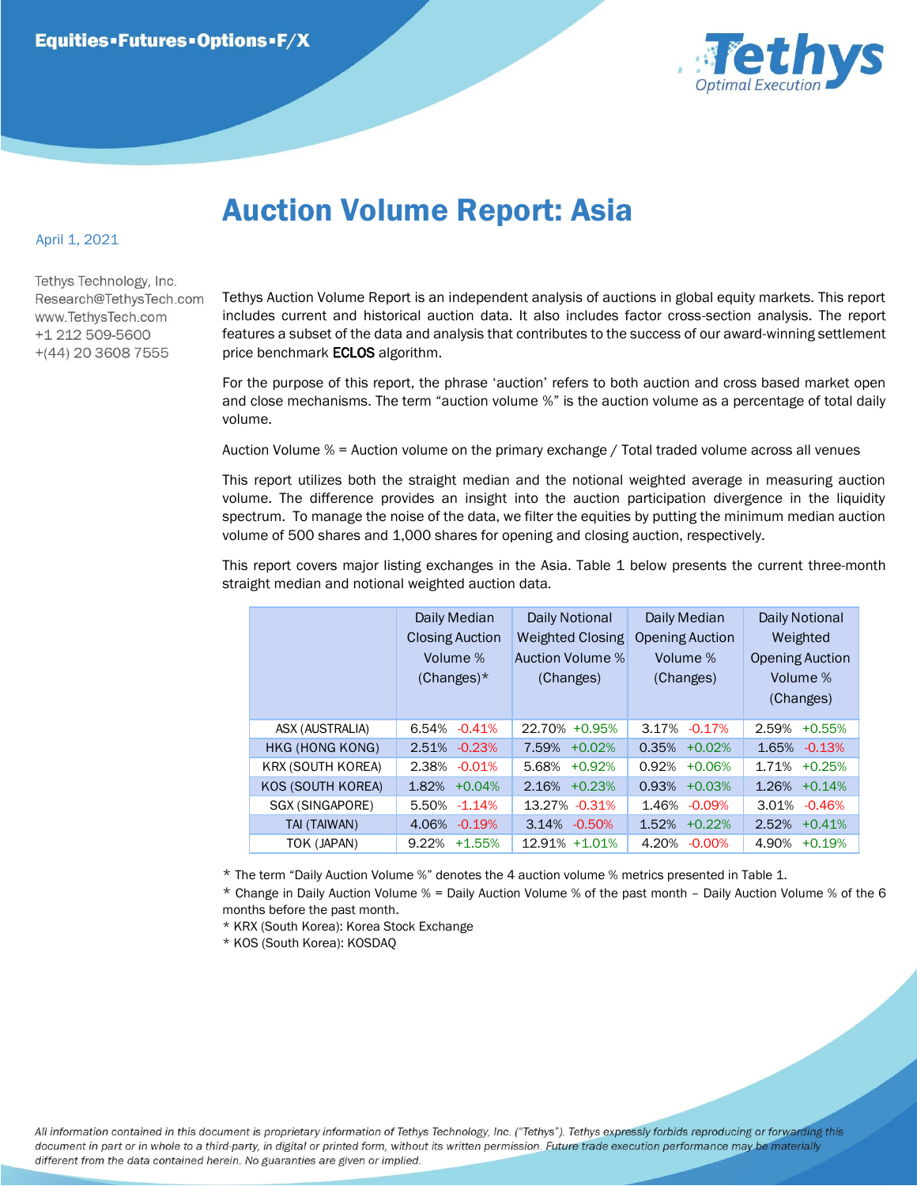Equities▪Futures▪Options▪F/X

Tethys Optimal Execution

# Auction Volume Report: Asia

April 1, 2021

Tethys Technology, Inc.
Research@TethysTech.com
www.TethysTech.com
+1 212 509-5600
+(44) 20 3608 7555

Tethys Auction Volume Report is an independent analysis of auctions in global equity markets. This report includes current and historical auction data. It also includes factor cross-section analysis. The report features a subset of the data and analysis that contributes to the success of our award-winning settlement price benchmark **ECLOS** algorithm.

For the purpose of this report, the phrase 'auction' refers to both auction and cross based market open and close mechanisms. The term "auction volume %" is the auction volume as a percentage of total daily volume.

Auction Volume % = Auction volume on the primary exchange / Total traded volume across all venues

This report utilizes both the straight median and the notional weighted average in measuring auction volume. The difference provides an insight into the auction participation divergence in the liquidity spectrum. To manage the noise of the data, we filter the equities by putting the minimum median auction volume of 500 shares and 1,000 shares for opening and closing auction, respectively.

This report covers major listing exchanges in the Asia. Table 1 below presents the current three-month straight median and notional weighted auction data.

| | Daily Median Closing Auction Volume % (Changes)* | Daily Notional Weighted Closing Auction Volume % (Changes) | Daily Median Opening Auction Volume % (Changes) | Daily Notional Weighted Opening Auction Volume % (Changes) |
|---|---|---|---|---|
| ASX (AUSTRALIA) | 6.54% -0.41% | 22.70% +0.95% | 3.17% -0.17% | 2.59% +0.55% |
| HKG (HONG KONG) | 2.51% -0.23% | 7.59% +0.02% | 0.35% +0.02% | 1.65% -0.13% |
| KRX (SOUTH KOREA) | 2.38% -0.01% | 5.68% +0.92% | 0.92% +0.06% | 1.71% +0.25% |
| KOS (SOUTH KOREA) | 1.82% +0.04% | 2.16% +0.23% | 0.93% +0.03% | 1.26% +0.14% |
| SGX (SINGAPORE) | 5.50% -1.14% | 13.27% -0.31% | 1.46% -0.09% | 3.01% -0.46% |
| TAI (TAIWAN) | 4.06% -0.19% | 3.14% -0.50% | 1.52% +0.22% | 2.52% +0.41% |
| TOK (JAPAN) | 9.22% +1.55% | 12.91% +1.01% | 4.20% -0.00% | 4.90% +0.19% |

* The term "Daily Auction Volume %" denotes the 4 auction volume % metrics presented in Table 1.
* Change in Daily Auction Volume % = Daily Auction Volume % of the past month – Daily Auction Volume % of the 6 months before the past month.
* KRX (South Korea): Korea Stock Exchange
* KOS (South Korea): KOSDAQ

*All information contained in this document is proprietary information of Tethys Technology, Inc. ("Tethys"). Tethys expressly forbids reproducing or forwarding this document in part or in whole to a third-party, in digital or printed form, without its written permission. Future trade execution performance may be materially different from the data contained herein. No guaranties are given or implied.*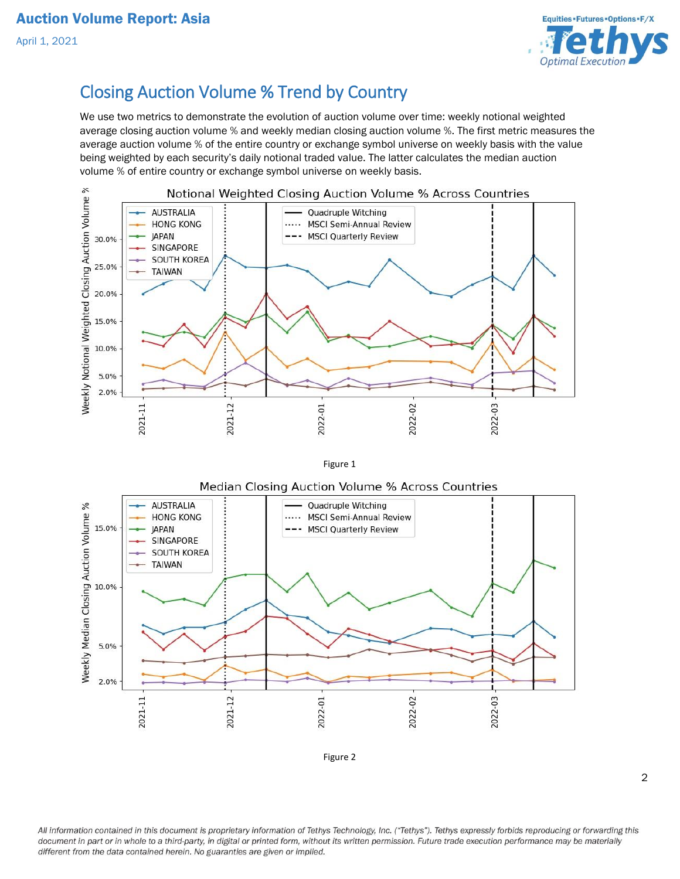Auction Volume Report: Asia

April 1, 2021

## Closing Auction Volume % Trend by Country

We use two metrics to demonstrate the evolution of auction volume over time: weekly notional weighted average closing auction volume % and weekly median closing auction volume %. The first metric measures the average auction volume % of the entire country or exchange symbol universe on weekly basis with the value being weighted by each security's daily notional traded value. The latter calculates the median auction volume % of entire country or exchange symbol universe on weekly basis.

Notional Weighted Closing Auction Volume % Across Countries

Weekly Notional Weighted Closing Auction Volume %

30.0%
25.0%
20.0%
15.0%
10.0%
5.0%
2.0%

AUSTRALIA
HONG KONG
JAPAN
SINGAPORE
SOUTH KOREA
TAIWAN

Quadruple Witching
MSCI Semi-Annual Review
MSCI Quarterly Review

2021-11
2021-12
2022-01
2022-02
2022-03

Figure 1

Median Closing Auction Volume % Across Countries

Weekly Median Closing Auction Volume %

15.0%
10.0%
5.0%
2.0%

AUSTRALIA
HONG KONG
JAPAN
SINGAPORE
SOUTH KOREA
TAIWAN

Quadruple Witching
MSCI Semi-Annual Review
MSCI Quarterly Review

2021-11
2021-12
2022-01
2022-02
2022-03

Figure 2

*All information contained in this document is proprietary information of Tethys Technology, Inc. ("Tethys"). Tethys expressly forbids reproducing or forwarding this document in part or in whole to a third-party, in digital or printed form, without its written permission. Future trade execution performance may be materially different from the data contained herein. No guarantees are given or implied.*